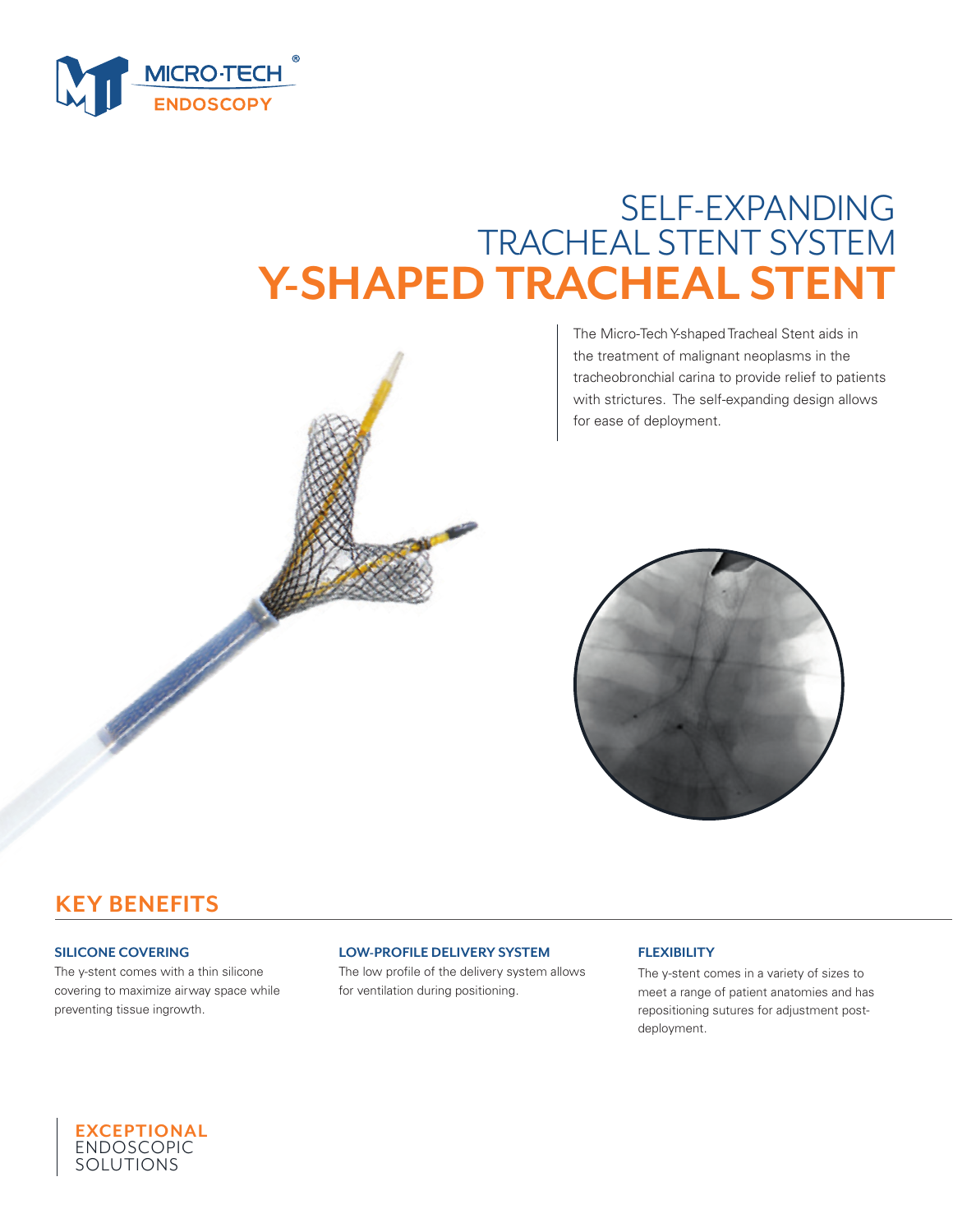# SELF-EXPANDING TRACHEAL STENT SYSTEM
# Y-SHAPED TRACHEAL STENT

The Micro-Tech Y-shaped Tracheal Stent aids in the treatment of malignant neoplasms in the tracheobronchial carina to provide relief to patients with strictures. The self-expanding design allows for ease of deployment.

## KEY BENEFITS

### SILICONE COVERING

The y-stent comes with a thin silicone covering to maximize airway space while preventing tissue ingrowth.

### LOW-PROFILE DELIVERY SYSTEM

The low profile of the delivery system allows for ventilation during positioning.

### FLEXIBILITY

The y-stent comes in a variety of sizes to meet a range of patient anatomies and has repositioning sutures for adjustment post-deployment.

**EXCEPTIONAL**
ENDOSCOPIC
SOLUTIONS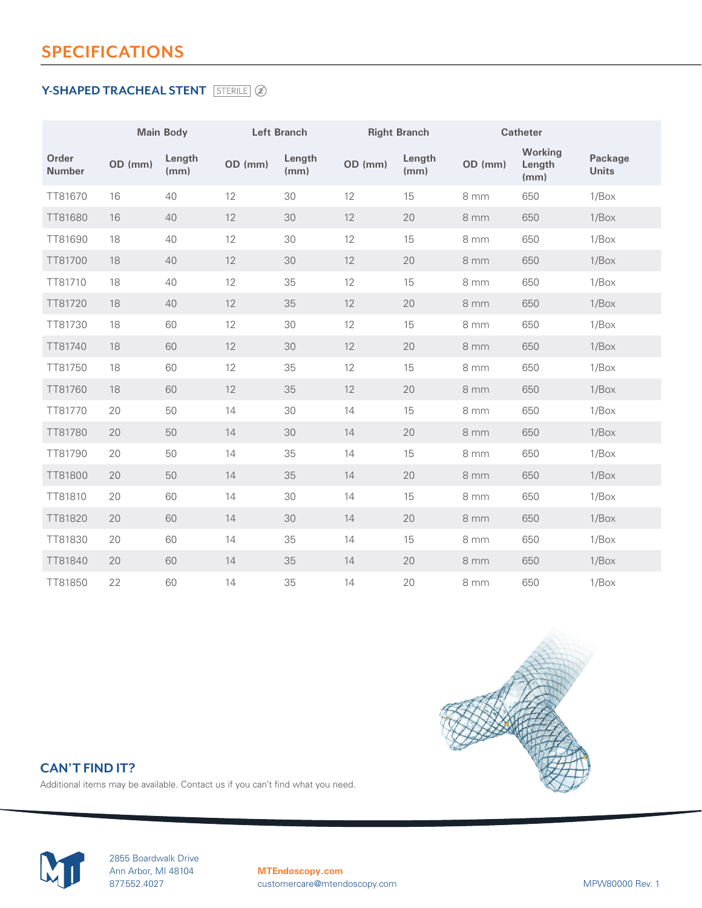# SPECIFICATIONS

## Y-SHAPED TRACHEAL STENT STERILE

| | Main Body | | Left Branch | | Right Branch | | Catheter | | |
|---|---|---|---|---|---|---|---|---|---|
| Order Number | OD (mm) | Length (mm) | OD (mm) | Length (mm) | OD (mm) | Length (mm) | OD (mm) | Working Length (mm) | Package Units |
| TT81670 | 16 | 40 | 12 | 30 | 12 | 15 | 8 mm | 650 | 1/Box |
| TT81680 | 16 | 40 | 12 | 30 | 12 | 20 | 8 mm | 650 | 1/Box |
| TT81690 | 18 | 40 | 12 | 30 | 12 | 15 | 8 mm | 650 | 1/Box |
| TT81700 | 18 | 40 | 12 | 30 | 12 | 20 | 8 mm | 650 | 1/Box |
| TT81710 | 18 | 40 | 12 | 35 | 12 | 15 | 8 mm | 650 | 1/Box |
| TT81720 | 18 | 40 | 12 | 35 | 12 | 20 | 8 mm | 650 | 1/Box |
| TT81730 | 18 | 60 | 12 | 30 | 12 | 15 | 8 mm | 650 | 1/Box |
| TT81740 | 18 | 60 | 12 | 30 | 12 | 20 | 8 mm | 650 | 1/Box |
| TT81750 | 18 | 60 | 12 | 35 | 12 | 15 | 8 mm | 650 | 1/Box |
| TT81760 | 18 | 60 | 12 | 35 | 12 | 20 | 8 mm | 650 | 1/Box |
| TT81770 | 20 | 50 | 14 | 30 | 14 | 15 | 8 mm | 650 | 1/Box |
| TT81780 | 20 | 50 | 14 | 30 | 14 | 20 | 8 mm | 650 | 1/Box |
| TT81790 | 20 | 50 | 14 | 35 | 14 | 15 | 8 mm | 650 | 1/Box |
| TT81800 | 20 | 50 | 14 | 35 | 14 | 20 | 8 mm | 650 | 1/Box |
| TT81810 | 20 | 60 | 14 | 30 | 14 | 15 | 8 mm | 650 | 1/Box |
| TT81820 | 20 | 60 | 14 | 30 | 14 | 20 | 8 mm | 650 | 1/Box |
| TT81830 | 20 | 60 | 14 | 35 | 14 | 15 | 8 mm | 650 | 1/Box |
| TT81840 | 20 | 60 | 14 | 35 | 14 | 20 | 8 mm | 650 | 1/Box |
| TT81850 | 22 | 60 | 14 | 35 | 14 | 20 | 8 mm | 650 | 1/Box |

## CAN'T FIND IT?

Additional items may be available. Contact us if you can't find what you need.

2855 Boardwalk Drive
Ann Arbor, MI 48104
877.552.4027

**MTEndoscopy.com**
customercare@mtendoscopy.com

MPW80000 Rev. 1